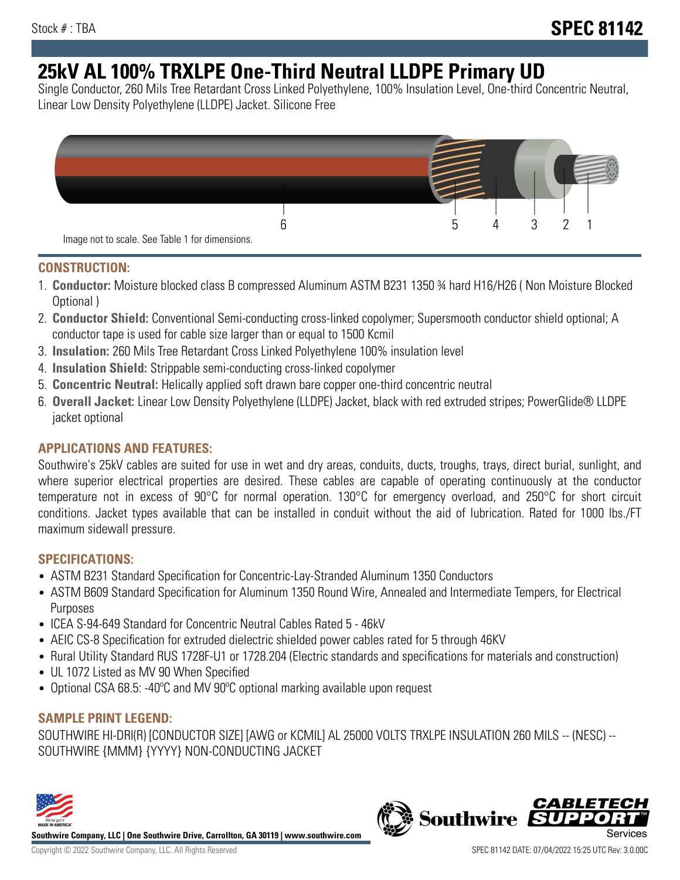Stock # : TBA

**SPEC 81142**

# 25kV AL 100% TRXLPE One-Third Neutral LLDPE Primary UD

Single Conductor, 260 Mils Tree Retardant Cross Linked Polyethylene, 100% Insulation Level, One-third Concentric Neutral, Linear Low Density Polyethylene (LLDPE) Jacket. Silicone Free

6 5 4 3 2 1

Image not to scale. See Table 1 for dimensions.

## CONSTRUCTION:

1. **Conductor:** Moisture blocked class B compressed Aluminum ASTM B231 1350 ¾ hard H16/H26 ( Non Moisture Blocked Optional )
2. **Conductor Shield:** Conventional Semi-conducting cross-linked copolymer; Supersmooth conductor shield optional; A conductor tape is used for cable size larger than or equal to 1500 Kcmil
3. **Insulation:** 260 Mils Tree Retardant Cross Linked Polyethylene 100% insulation level
4. **Insulation Shield:** Strippable semi-conducting cross-linked copolymer
5. **Concentric Neutral:** Helically applied soft drawn bare copper one-third concentric neutral
6. **Overall Jacket:** Linear Low Density Polyethylene (LLDPE) Jacket, black with red extruded stripes; PowerGlide® LLDPE jacket optional

## APPLICATIONS AND FEATURES:

Southwire's 25kV cables are suited for use in wet and dry areas, conduits, ducts, troughs, trays, direct burial, sunlight, and where superior electrical properties are desired. These cables are capable of operating continuously at the conductor temperature not in excess of 90°C for normal operation. 130°C for emergency overload, and 250°C for short circuit conditions. Jacket types available that can be installed in conduit without the aid of lubrication. Rated for 1000 lbs./FT maximum sidewall pressure.

## SPECIFICATIONS:

- ASTM B231 Standard Specification for Concentric-Lay-Stranded Aluminum 1350 Conductors
- ASTM B609 Standard Specification for Aluminum 1350 Round Wire, Annealed and Intermediate Tempers, for Electrical Purposes
- ICEA S-94-649 Standard for Concentric Neutral Cables Rated 5 - 46kV
- AEIC CS-8 Specification for extruded dielectric shielded power cables rated for 5 through 46KV
- Rural Utility Standard RUS 1728F-U1 or 1728.204 (Electric standards and specifications for materials and construction)
- UL 1072 Listed as MV 90 When Specified
- Optional CSA 68.5: -40ºC and MV 90ºC optional marking available upon request

## SAMPLE PRINT LEGEND:

SOUTHWIRE HI-DRI(R) [CONDUCTOR SIZE] [AWG or KCMIL] AL 25000 VOLTS TRXLPE INSULATION 260 MILS -- (NESC) -- SOUTHWIRE {MMM} {YYYY} NON-CONDUCTING JACKET

**Southwire Company, LLC | One Southwire Drive, Carrollton, GA 30119 | www.southwire.com**

Copyright © 2022 Southwire Company, LLC. All Rights Reserved

SPEC 81142 DATE: 07/04/2022 15:25 UTC Rev: 3.0.00C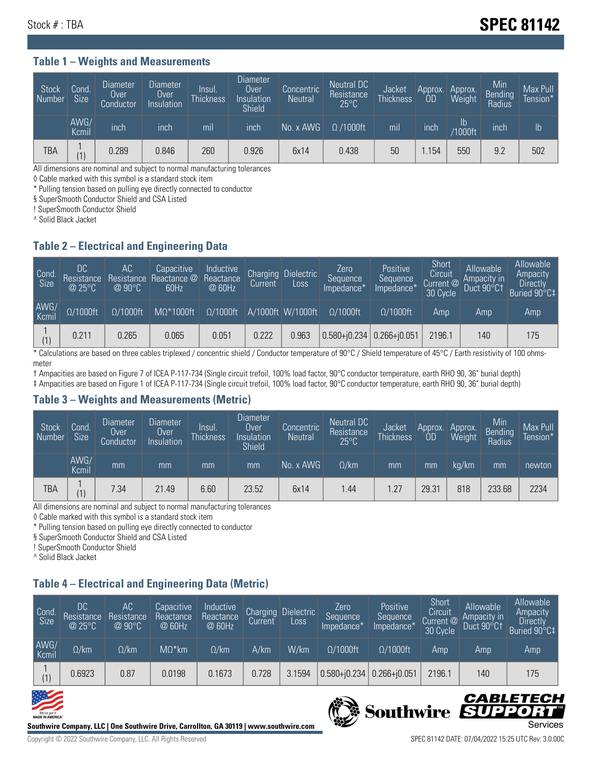### Table 1 – Weights and Measurements

| Stock Number | Cond. Size | Diameter Over Conductor | Diameter Over Insulation | Insul. Thickness | Diameter Over Insulation Shield | Concentric Neutral | Neutral DC Resistance 25°C | Jacket Thickness | Approx. OD | Approx. Weight | Min Bending Radius | Max Pull Tension* |
|---|---|---|---|---|---|---|---|---|---|---|---|---|
| | AWG/ Kcmil | inch | inch | mil | inch | No. x AWG | Ω /1000ft | mil | inch | lb /1000ft | inch | lb |
| TBA | 1 (1) | 0.289 | 0.846 | 260 | 0.926 | 6x14 | 0.438 | 50 | 1.154 | 550 | 9.2 | 502 |

All dimensions are nominal and subject to normal manufacturing tolerances
◊ Cable marked with this symbol is a standard stock item
* Pulling tension based on pulling eye directly connected to conductor
§ SuperSmooth Conductor Shield and CSA Listed
! SuperSmooth Conductor Shield
^ Solid Black Jacket

### Table 2 – Electrical and Engineering Data

| Cond. Size | DC Resistance @ 25°C | AC Resistance @ 90°C | Capacitive Reactance @ 60Hz | Inductive Reactance @ 60Hz | Charging Current | Dielectric Loss | Zero Sequence Impedance* | Positive Sequence Impedance* | Short Circuit Current @ 30 Cycle | Allowable Ampacity in Duct 90°C† | Allowable Ampacity Directly Buried 90°C‡ |
|---|---|---|---|---|---|---|---|---|---|---|---|
| AWG/ Kcmil | Ω/1000ft | Ω/1000ft | MΩ*1000ft | Ω/1000ft | A/1000ft | W/1000ft | Ω/1000ft | Ω/1000ft | Amp | Amp | Amp |
| 1 (1) | 0.211 | 0.265 | 0.065 | 0.051 | 0.222 | 0.963 | 0.580+j0.234 | 0.266+j0.051 | 2196.1 | 140 | 175 |

* Calculations are based on three cables triplexed / concentric shield / Conductor temperature of 90°C / Shield temperature of 45°C / Earth resistivity of 100 ohms-meter
† Ampacities are based on Figure 7 of ICEA P-117-734 (Single circuit trefoil, 100% load factor, 90°C conductor temperature, earth RHO 90, 36" burial depth)
‡ Ampacities are based on Figure 1 of ICEA P-117-734 (Single circuit trefoil, 100% load factor, 90°C conductor temperature, earth RHO 90, 36" burial depth)

### Table 3 – Weights and Measurements (Metric)

| Stock Number | Cond. Size | Diameter Over Conductor | Diameter Over Insulation | Insul. Thickness | Diameter Over Insulation Shield | Concentric Neutral | Neutral DC Resistance 25°C | Jacket Thickness | Approx. OD | Approx. Weight | Min Bending Radius | Max Pull Tension* |
|---|---|---|---|---|---|---|---|---|---|---|---|---|
| | AWG/ Kcmil | mm | mm | mm | mm | No. x AWG | Ω/km | mm | mm | kg/km | mm | newton |
| TBA | 1 (1) | 7.34 | 21.49 | 6.60 | 23.52 | 6x14 | 1.44 | 1.27 | 29.31 | 818 | 233.68 | 2234 |

All dimensions are nominal and subject to normal manufacturing tolerances
◊ Cable marked with this symbol is a standard stock item
* Pulling tension based on pulling eye directly connected to conductor
§ SuperSmooth Conductor Shield and CSA Listed
! SuperSmooth Conductor Shield
^ Solid Black Jacket

### Table 4 – Electrical and Engineering Data (Metric)

| Cond. Size | DC Resistance @ 25°C | AC Resistance @ 90°C | Capacitive Reactance @ 60Hz | Inductive Reactance @ 60Hz | Charging Current | Dielectric Loss | Zero Sequence Impedance* | Positive Sequence Impedance* | Short Circuit Current @ 30 Cycle | Allowable Ampacity in Duct 90°C† | Allowable Ampacity Directly Buried 90°C‡ |
|---|---|---|---|---|---|---|---|---|---|---|---|
| AWG/ Kcmil | Ω/km | Ω/km | MΩ*km | Ω/km | A/km | W/km | Ω/1000ft | Ω/1000ft | Amp | Amp | Amp |
| 1 (1) | 0.6923 | 0.87 | 0.0198 | 0.1673 | 0.728 | 3.1594 | 0.580+j0.234 | 0.266+j0.051 | 2196.1 | 140 | 175 |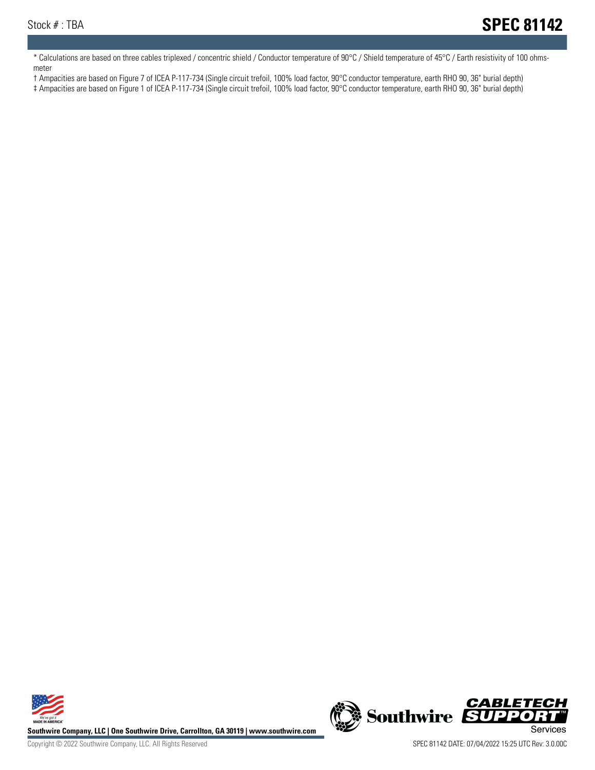* Calculations are based on three cables triplexed / concentric shield / Conductor temperature of 90°C / Shield temperature of 45°C / Earth resistivity of 100 ohms-meter

† Ampacities are based on Figure 7 of ICEA P-117-734 (Single circuit trefoil, 100% load factor, 90°C conductor temperature, earth RHO 90, 36" burial depth)

‡ Ampacities are based on Figure 1 of ICEA P-117-734 (Single circuit trefoil, 100% load factor, 90°C conductor temperature, earth RHO 90, 36" burial depth)